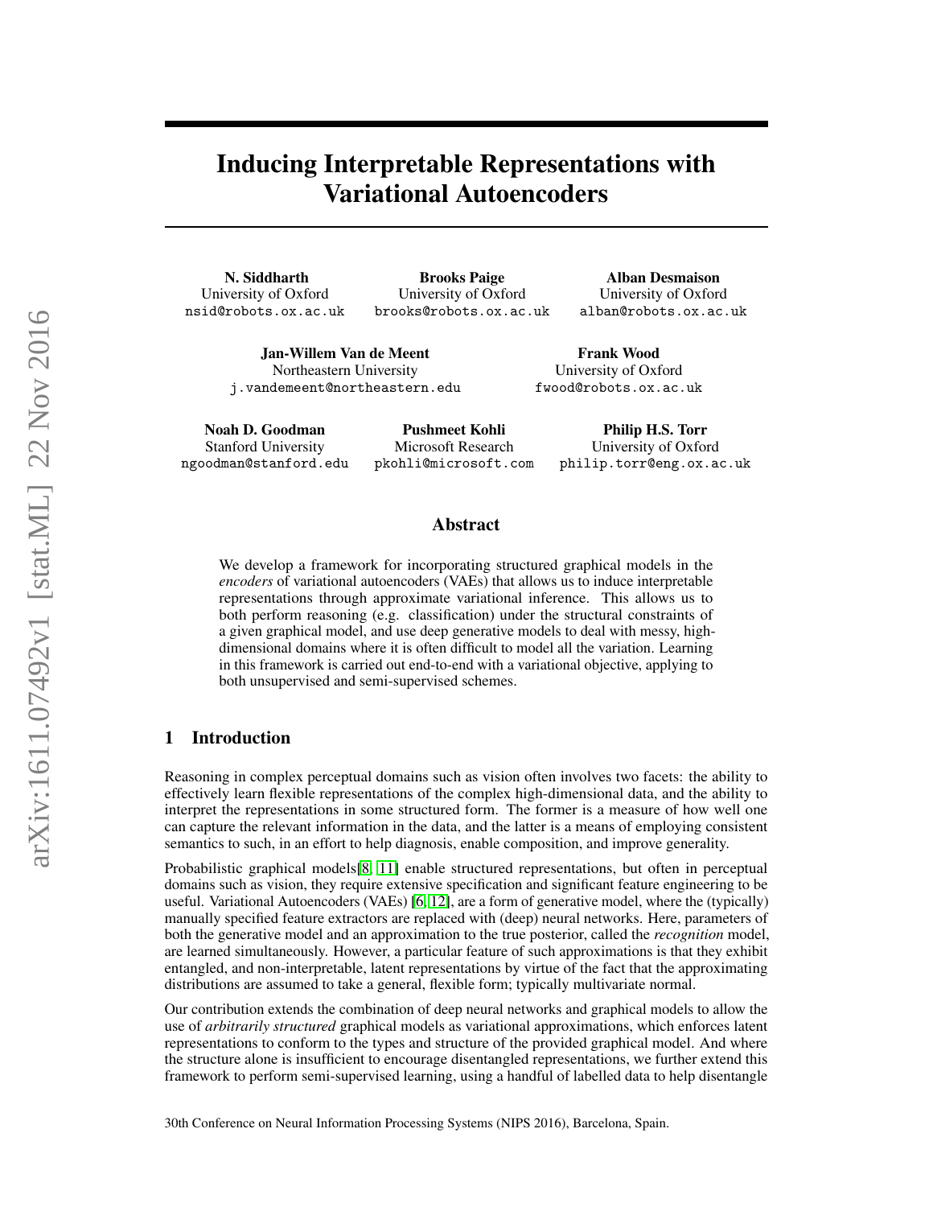# Inducing Interpretable Representations with Variational Autoencoders

**N. Siddharth**
University of Oxford
nsid@robots.ox.ac.uk

**Brooks Paige**
University of Oxford
brooks@robots.ox.ac.uk

**Alban Desmaison**
University of Oxford
alban@robots.ox.ac.uk

**Jan-Willem Van de Meent**
Northeastern University
j.vandemeent@northeastern.edu

**Frank Wood**
University of Oxford
fwood@robots.ox.ac.uk

**Noah D. Goodman**
Stanford University
ngoodman@stanford.edu

**Pushmeet Kohli**
Microsoft Research
pkohli@microsoft.com

**Philip H.S. Torr**
University of Oxford
philip.torr@eng.ox.ac.uk

## Abstract

We develop a framework for incorporating structured graphical models in the *encoders* of variational autoencoders (VAEs) that allows us to induce interpretable representations through approximate variational inference. This allows us to both perform reasoning (e.g. classification) under the structural constraints of a given graphical model, and use deep generative models to deal with messy, high-dimensional domains where it is often difficult to model all the variation. Learning in this framework is carried out end-to-end with a variational objective, applying to both unsupervised and semi-supervised schemes.

## 1 Introduction

Reasoning in complex perceptual domains such as vision often involves two facets: the ability to effectively learn flexible representations of the complex high-dimensional data, and the ability to interpret the representations in some structured form. The former is a measure of how well one can capture the relevant information in the data, and the latter is a means of employing consistent semantics to such, in an effort to help diagnosis, enable composition, and improve generality.

Probabilistic graphical models[8, 11] enable structured representations, but often in perceptual domains such as vision, they require extensive specification and significant feature engineering to be useful. Variational Autoencoders (VAEs) [6, 12], are a form of generative model, where the (typically) manually specified feature extractors are replaced with (deep) neural networks. Here, parameters of both the generative model and an approximation to the true posterior, called the *recognition* model, are learned simultaneously. However, a particular feature of such approximations is that they exhibit entangled, and non-interpretable, latent representations by virtue of the fact that the approximating distributions are assumed to take a general, flexible form; typically multivariate normal.

Our contribution extends the combination of deep neural networks and graphical models to allow the use of *arbitrarily structured* graphical models as variational approximations, which enforces latent representations to conform to the types and structure of the provided graphical model. And where the structure alone is insufficient to encourage disentangled representations, we further extend this framework to perform semi-supervised learning, using a handful of labelled data to help disentangle

30th Conference on Neural Information Processing Systems (NIPS 2016), Barcelona, Spain.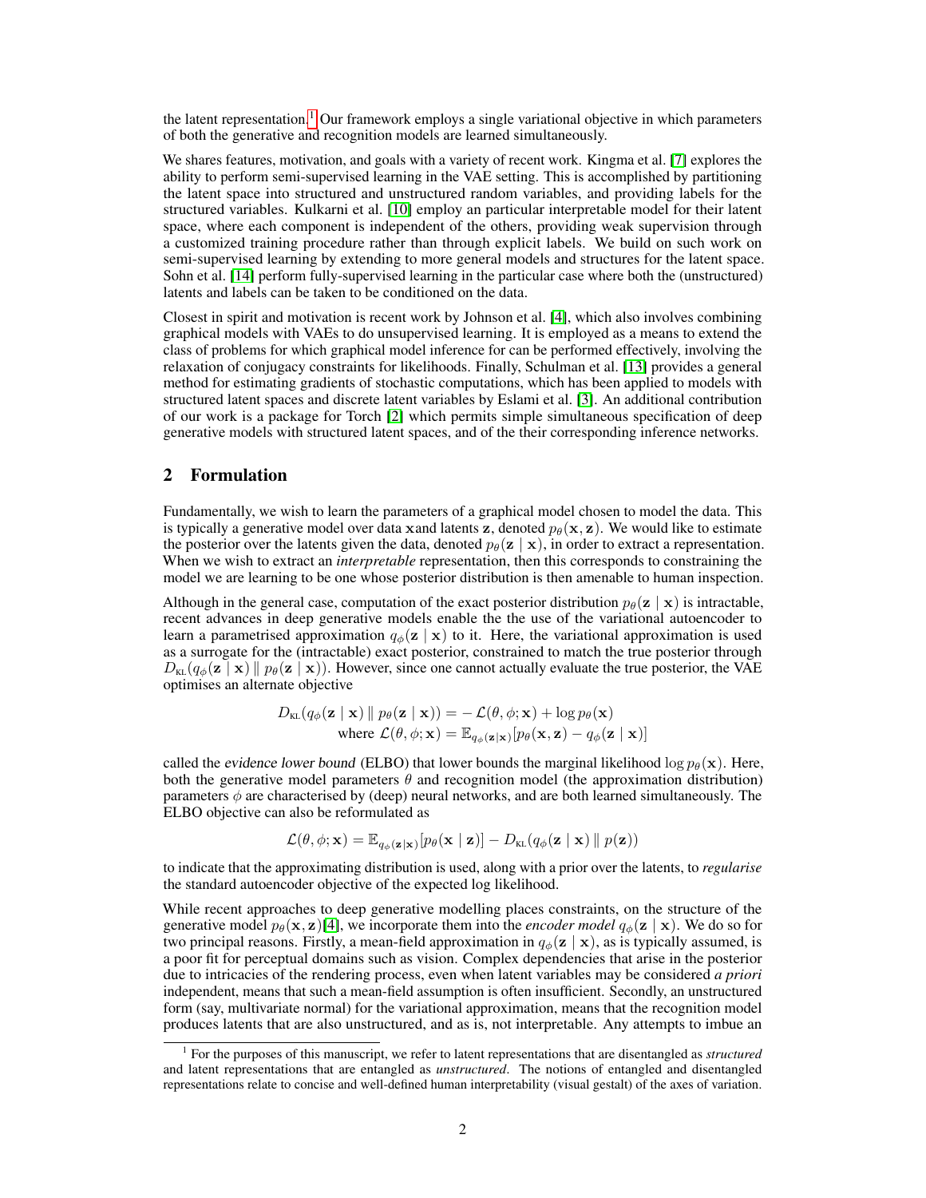the latent representation.[1] Our framework employs a single variational objective in which parameters of both the generative and recognition models are learned simultaneously.

We shares features, motivation, and goals with a variety of recent work. Kingma et al. [7] explores the ability to perform semi-supervised learning in the VAE setting. This is accomplished by partitioning the latent space into structured and unstructured random variables, and providing labels for the structured variables. Kulkarni et al. [10] employ an particular interpretable model for their latent space, where each component is independent of the others, providing weak supervision through a customized training procedure rather than through explicit labels. We build on such work on semi-supervised learning by extending to more general models and structures for the latent space. Sohn et al. [14] perform fully-supervised learning in the particular case where both the (unstructured) latents and labels can be taken to be conditioned on the data.

Closest in spirit and motivation is recent work by Johnson et al. [4], which also involves combining graphical models with VAEs to do unsupervised learning. It is employed as a means to extend the class of problems for which graphical model inference for can be performed effectively, involving the relaxation of conjugacy constraints for likelihoods. Finally, Schulman et al. [13] provides a general method for estimating gradients of stochastic computations, which has been applied to models with structured latent spaces and discrete latent variables by Eslami et al. [3]. An additional contribution of our work is a package for Torch [2] which permits simple simultaneous specification of deep generative models with structured latent spaces, and of the their corresponding inference networks.

## 2 Formulation

Fundamentally, we wish to learn the parameters of a graphical model chosen to model the data. This is typically a generative model over data $\mathbf{x}$and latents $\mathbf{z}$, denoted $p_\theta(\mathbf{x}, \mathbf{z})$. We would like to estimate the posterior over the latents given the data, denoted $p_\theta(\mathbf{z} \mid \mathbf{x})$, in order to extract a representation. When we wish to extract an *interpretable* representation, then this corresponds to constraining the model we are learning to be one whose posterior distribution is then amenable to human inspection.

Although in the general case, computation of the exact posterior distribution $p_\theta(\mathbf{z} \mid \mathbf{x})$ is intractable, recent advances in deep generative models enable the the use of the variational autoencoder to learn a parametrised approximation $q_\phi(\mathbf{z} \mid \mathbf{x})$ to it. Here, the variational approximation is used as a surrogate for the (intractable) exact posterior, constrained to match the true posterior through $D_{\text{KL}}(q_\phi(\mathbf{z} \mid \mathbf{x}) \,\|\, p_\theta(\mathbf{z} \mid \mathbf{x}))$. However, since one cannot actually evaluate the true posterior, the VAE optimises an alternate objective

$$
\begin{aligned}
D_{\text{KL}}(q_\phi(\mathbf{z} \mid \mathbf{x}) \,\|\, p_\theta(\mathbf{z} \mid \mathbf{x})) &= -\mathcal{L}(\theta, \phi; \mathbf{x}) + \log p_\theta(\mathbf{x}) \\
\text{where } \mathcal{L}(\theta, \phi; \mathbf{x}) &= \mathbb{E}_{q_\phi(\mathbf{z}|\mathbf{x})}[p_\theta(\mathbf{x}, \mathbf{z}) - q_\phi(\mathbf{z} \mid \mathbf{x})]
\end{aligned}
$$

called the evidence lower bound (ELBO) that lower bounds the marginal likelihood $\log p_\theta(\mathbf{x})$. Here, both the generative model parameters $\theta$ and recognition model (the approximation distribution) parameters $\phi$ are characterised by (deep) neural networks, and are both learned simultaneously. The ELBO objective can also be reformulated as

$$
\mathcal{L}(\theta, \phi; \mathbf{x}) = \mathbb{E}_{q_\phi(\mathbf{z}|\mathbf{x})}[p_\theta(\mathbf{x} \mid \mathbf{z})] - D_{\text{KL}}(q_\phi(\mathbf{z} \mid \mathbf{x}) \,\|\, p(\mathbf{z}))
$$

to indicate that the approximating distribution is used, along with a prior over the latents, to *regularise* the standard autoencoder objective of the expected log likelihood.

While recent approaches to deep generative modelling places constraints, on the structure of the generative model $p_\theta(\mathbf{x}, \mathbf{z})$[4], we incorporate them into the *encoder model* $q_\phi(\mathbf{z} \mid \mathbf{x})$. We do so for two principal reasons. Firstly, a mean-field approximation in $q_\phi(\mathbf{z} \mid \mathbf{x})$, as is typically assumed, is a poor fit for perceptual domains such as vision. Complex dependencies that arise in the posterior due to intricacies of the rendering process, even when latent variables may be considered *a priori* independent, means that such a mean-field assumption is often insufficient. Secondly, an unstructured form (say, multivariate normal) for the variational approximation, means that the recognition model produces latents that are also unstructured, and as is, not interpretable. Any attempts to imbue an

[1] For the purposes of this manuscript, we refer to latent representations that are disentangled as *structured* and latent representations that are entangled as *unstructured*. The notions of entangled and disentangled representations relate to concise and well-defined human interpretability (visual gestalt) of the axes of variation.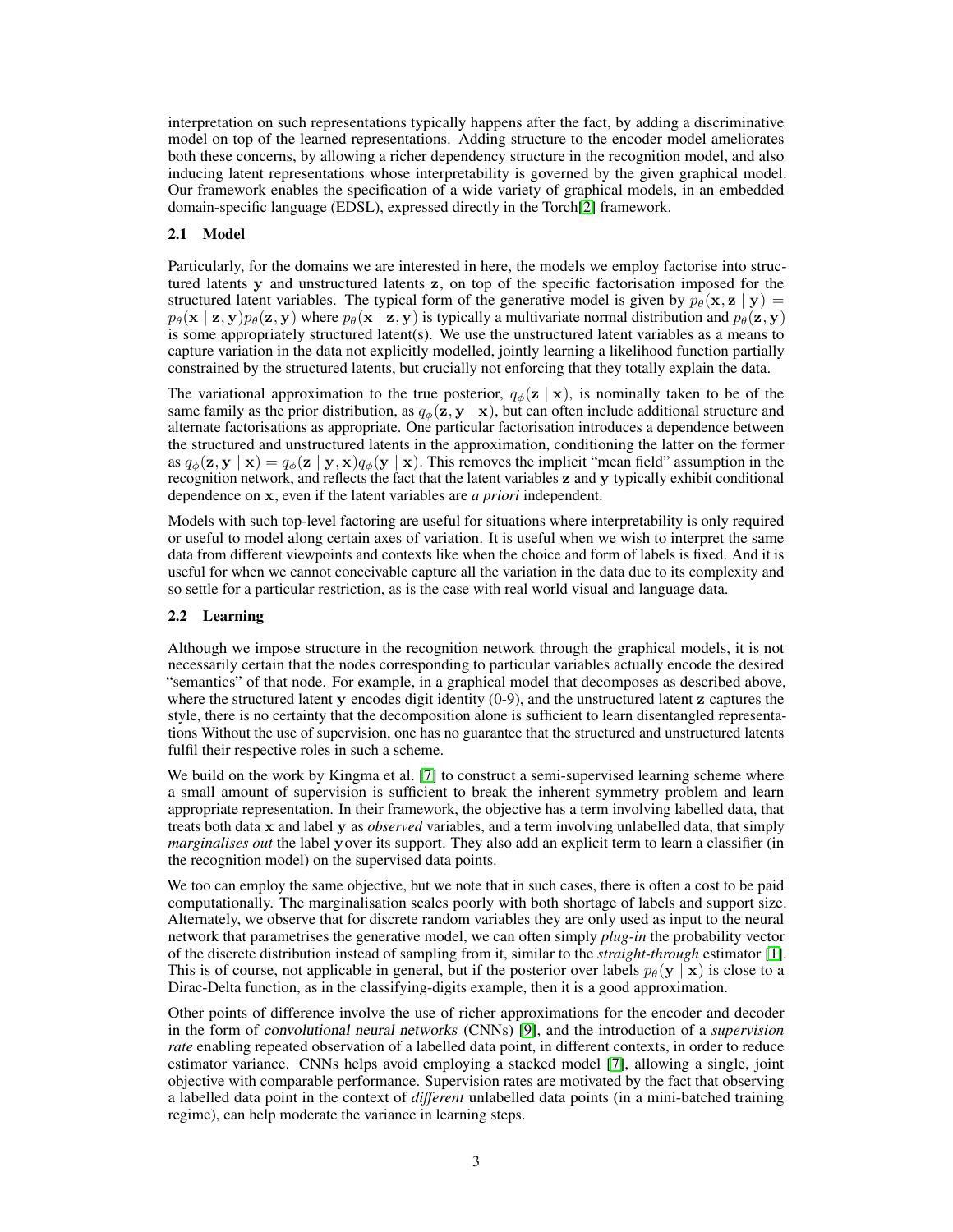interpretation on such representations typically happens after the fact, by adding a discriminative model on top of the learned representations. Adding structure to the encoder model ameliorates both these concerns, by allowing a richer dependency structure in the recognition model, and also inducing latent representations whose interpretability is governed by the given graphical model. Our framework enables the specification of a wide variety of graphical models, in an embedded domain-specific language (EDSL), expressed directly in the Torch[2] framework.

### 2.1 Model

Particularly, for the domains we are interested in here, the models we employ factorise into structured latents $\mathbf{y}$ and unstructured latents $\mathbf{z}$, on top of the specific factorisation imposed for the structured latent variables. The typical form of the generative model is given by $p_\theta(\mathbf{x}, \mathbf{z} \mid \mathbf{y}) = p_\theta(\mathbf{x} \mid \mathbf{z}, \mathbf{y}) p_\theta(\mathbf{z}, \mathbf{y})$ where $p_\theta(\mathbf{x} \mid \mathbf{z}, \mathbf{y})$ is typically a multivariate normal distribution and $p_\theta(\mathbf{z}, \mathbf{y})$ is some appropriately structured latent(s). We use the unstructured latent variables as a means to capture variation in the data not explicitly modelled, jointly learning a likelihood function partially constrained by the structured latents, but crucially not enforcing that they totally explain the data.

The variational approximation to the true posterior, $q_\phi(\mathbf{z} \mid \mathbf{x})$, is nominally taken to be of the same family as the prior distribution, as $q_\phi(\mathbf{z}, \mathbf{y} \mid \mathbf{x})$, but can often include additional structure and alternate factorisations as appropriate. One particular factorisation introduces a dependence between the structured and unstructured latents in the approximation, conditioning the latter on the former as $q_\phi(\mathbf{z}, \mathbf{y} \mid \mathbf{x}) = q_\phi(\mathbf{z} \mid \mathbf{y}, \mathbf{x}) q_\phi(\mathbf{y} \mid \mathbf{x})$. This removes the implicit "mean field" assumption in the recognition network, and reflects the fact that the latent variables $\mathbf{z}$ and $\mathbf{y}$ typically exhibit conditional dependence on $\mathbf{x}$, even if the latent variables are *a priori* independent.

Models with such top-level factoring are useful for situations where interpretability is only required or useful to model along certain axes of variation. It is useful when we wish to interpret the same data from different viewpoints and contexts like when the choice and form of labels is fixed. And it is useful for when we cannot conceivable capture all the variation in the data due to its complexity and so settle for a particular restriction, as is the case with real world visual and language data.

### 2.2 Learning

Although we impose structure in the recognition network through the graphical models, it is not necessarily certain that the nodes corresponding to particular variables actually encode the desired "semantics" of that node. For example, in a graphical model that decomposes as described above, where the structured latent $\mathbf{y}$ encodes digit identity (0-9), and the unstructured latent $\mathbf{z}$ captures the style, there is no certainty that the decomposition alone is sufficient to learn disentangled representations Without the use of supervision, one has no guarantee that the structured and unstructured latents fulfil their respective roles in such a scheme.

We build on the work by Kingma et al. [7] to construct a semi-supervised learning scheme where a small amount of supervision is sufficient to break the inherent symmetry problem and learn appropriate representation. In their framework, the objective has a term involving labelled data, that treats both data $\mathbf{x}$ and label $\mathbf{y}$ as *observed* variables, and a term involving unlabelled data, that simply *marginalises out* the label $\mathbf{y}$over its support. They also add an explicit term to learn a classifier (in the recognition model) on the supervised data points.

We too can employ the same objective, but we note that in such cases, there is often a cost to be paid computationally. The marginalisation scales poorly with both shortage of labels and support size. Alternately, we observe that for discrete random variables they are only used as input to the neural network that parametrises the generative model, we can often simply *plug-in* the probability vector of the discrete distribution instead of sampling from it, similar to the *straight-through* estimator [1]. This is of course, not applicable in general, but if the posterior over labels $p_\theta(\mathbf{y} \mid \mathbf{x})$ is close to a Dirac-Delta function, as in the classifying-digits example, then it is a good approximation.

Other points of difference involve the use of richer approximations for the encoder and decoder in the form of convolutional neural networks (CNNs) [9], and the introduction of a *supervision rate* enabling repeated observation of a labelled data point, in different contexts, in order to reduce estimator variance. CNNs helps avoid employing a stacked model [7], allowing a single, joint objective with comparable performance. Supervision rates are motivated by the fact that observing a labelled data point in the context of *different* unlabelled data points (in a mini-batched training regime), can help moderate the variance in learning steps.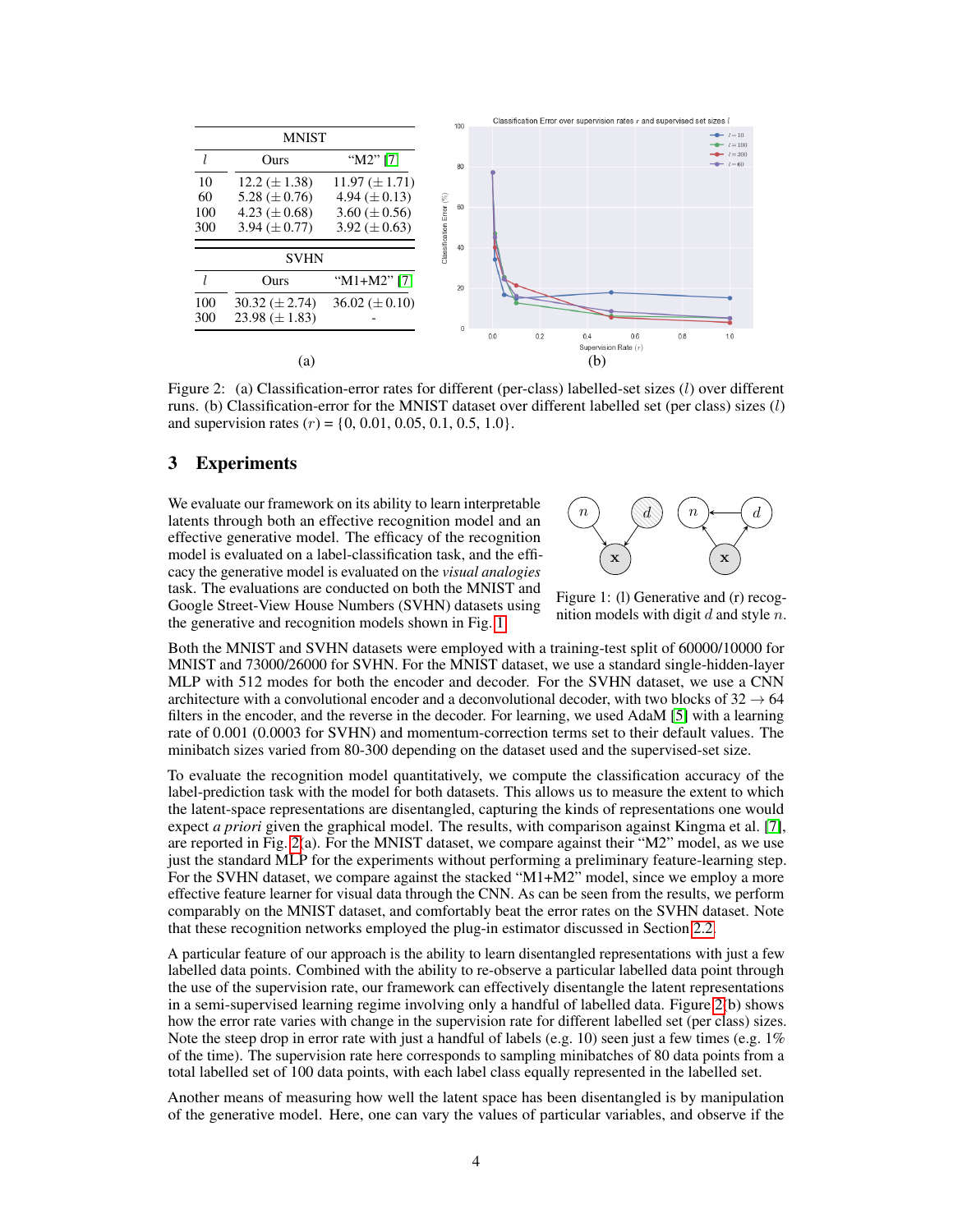| MNIST | | |
|---|---|---|
| $l$ | Ours | "M2" [7] |
| 10 | 12.2 ($\pm$1.38) | 11.97 ($\pm$1.71) |
| 60 | 5.28 ($\pm$0.76) | 4.94 ($\pm$0.13) |
| 100 | 4.23 ($\pm$0.68) | 3.60 ($\pm$0.56) |
| 300 | 3.94 ($\pm$0.77) | 3.92 ($\pm$0.63) |

| SVHN | | |
|---|---|---|
| $l$ | Ours | "M1+M2" [7] |
| 100 | 30.32 ($\pm$2.74) | 36.02 ($\pm$0.10) |
| 300 | 23.98 ($\pm$1.83) | - |

(a)

(b)

Figure 2: (a) Classification-error rates for different (per-class) labelled-set sizes ($l$) over different runs. (b) Classification-error for the MNIST dataset over different labelled set (per class) sizes ($l$) and supervision rates ($r$) = {0, 0.01, 0.05, 0.1, 0.5, 1.0}.

## 3 Experiments

We evaluate our framework on its ability to learn interpretable latents through both an effective recognition model and an effective generative model. The efficacy of the recognition model is evaluated on a label-classification task, and the efficacy the generative model is evaluated on the *visual analogies* task. The evaluations are conducted on both the MNIST and Google Street-View House Numbers (SVHN) datasets using the generative and recognition models shown in Fig. 1.

Figure 1: (l) Generative and (r) recognition models with digit $d$ and style $n$.

Both the MNIST and SVHN datasets were employed with a training-test split of 60000/10000 for MNIST and 73000/26000 for SVHN. For the MNIST dataset, we use a standard single-hidden-layer MLP with 512 modes for both the encoder and decoder. For the SVHN dataset, we use a CNN architecture with a convolutional encoder and a deconvolutional decoder, with two blocks of 32 $\rightarrow$ 64 filters in the encoder, and the reverse in the decoder. For learning, we used AdaM [5] with a learning rate of 0.001 (0.0003 for SVHN) and momentum-correction terms set to their default values. The minibatch sizes varied from 80-300 depending on the dataset used and the supervised-set size.

To evaluate the recognition model quantitatively, we compute the classification accuracy of the label-prediction task with the model for both datasets. This allows us to measure the extent to which the latent-space representations are disentangled, capturing the kinds of representations one would expect *a priori* given the graphical model. The results, with comparison against Kingma et al. [7], are reported in Fig. 2(a). For the MNIST dataset, we compare against their "M2" model, as we use just the standard MLP for the experiments without performing a preliminary feature-learning step. For the SVHN dataset, we compare against the stacked "M1+M2" model, since we employ a more effective feature learner for visual data through the CNN. As can be seen from the results, we perform comparably on the MNIST dataset, and comfortably beat the error rates on the SVHN dataset. Note that these recognition networks employed the plug-in estimator discussed in Section 2.2.

A particular feature of our approach is the ability to learn disentangled representations with just a few labelled data points. Combined with the ability to re-observe a particular labelled data point through the use of the supervision rate, our framework can effectively disentangle the latent representations in a semi-supervised learning regime involving only a handful of labelled data. Figure 2(b) shows how the error rate varies with change in the supervision rate for different labelled set (per class) sizes. Note the steep drop in error rate with just a handful of labels (e.g. 10) seen just a few times (e.g. 1% of the time). The supervision rate here corresponds to sampling minibatches of 80 data points from a total labelled set of 100 data points, with each label class equally represented in the labelled set.

Another means of measuring how well the latent space has been disentangled is by manipulation of the generative model. Here, one can vary the values of particular variables, and observe if the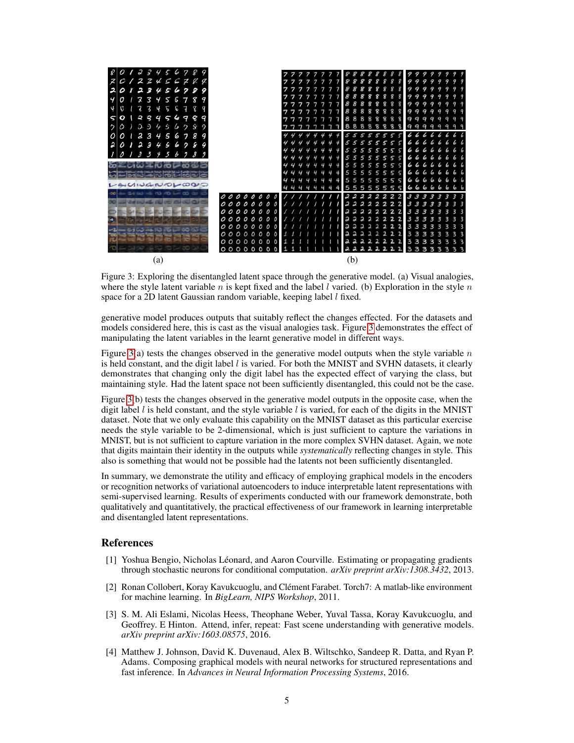(a)

(b)

Figure 3: Exploring the disentangled latent space through the generative model. (a) Visual analogies, where the style latent variable $n$ is kept fixed and the label $l$ varied. (b) Exploration in the style $n$ space for a 2D latent Gaussian random variable, keeping label $l$ fixed.

generative model produces outputs that suitably reflect the changes effected. For the datasets and models considered here, this is cast as the visual analogies task. Figure 3 demonstrates the effect of manipulating the latent variables in the learnt generative model in different ways.

Figure 3(a) tests the changes observed in the generative model outputs when the style variable $n$ is held constant, and the digit label $l$ is varied. For both the MNIST and SVHN datasets, it clearly demonstrates that changing only the digit label has the expected effect of varying the class, but maintaining style. Had the latent space not been sufficiently disentangled, this could not be the case.

Figure 3(b) tests the changes observed in the generative model outputs in the opposite case, when the digit label $l$ is held constant, and the style variable $l$ is varied, for each of the digits in the MNIST dataset. Note that we only evaluate this capability on the MNIST dataset as this particular exercise needs the style variable to be 2-dimensional, which is just sufficient to capture the variations in MNIST, but is not sufficient to capture variation in the more complex SVHN dataset. Again, we note that digits maintain their identity in the outputs while *systematically* reflecting changes in style. This also is something that would not be possible had the latents not been sufficiently disentangled.

In summary, we demonstrate the utility and efficacy of employing graphical models in the encoders or recognition networks of variational autoencoders to induce interpretable latent representations with semi-supervised learning. Results of experiments conducted with our framework demonstrate, both qualitatively and quantitatively, the practical effectiveness of our framework in learning interpretable and disentangled latent representations.

## References

[1] Yoshua Bengio, Nicholas Léonard, and Aaron Courville. Estimating or propagating gradients through stochastic neurons for conditional computation. *arXiv preprint arXiv:1308.3432*, 2013.

[2] Ronan Collobert, Koray Kavukcuoglu, and Clément Farabet. Torch7: A matlab-like environment for machine learning. In *BigLearn, NIPS Workshop*, 2011.

[3] S. M. Ali Eslami, Nicolas Heess, Theophane Weber, Yuval Tassa, Koray Kavukcuoglu, and Geoffrey. E Hinton. Attend, infer, repeat: Fast scene understanding with generative models. *arXiv preprint arXiv:1603.08575*, 2016.

[4] Matthew J. Johnson, David K. Duvenaud, Alex B. Wiltschko, Sandeep R. Datta, and Ryan P. Adams. Composing graphical models with neural networks for structured representations and fast inference. In *Advances in Neural Information Processing Systems*, 2016.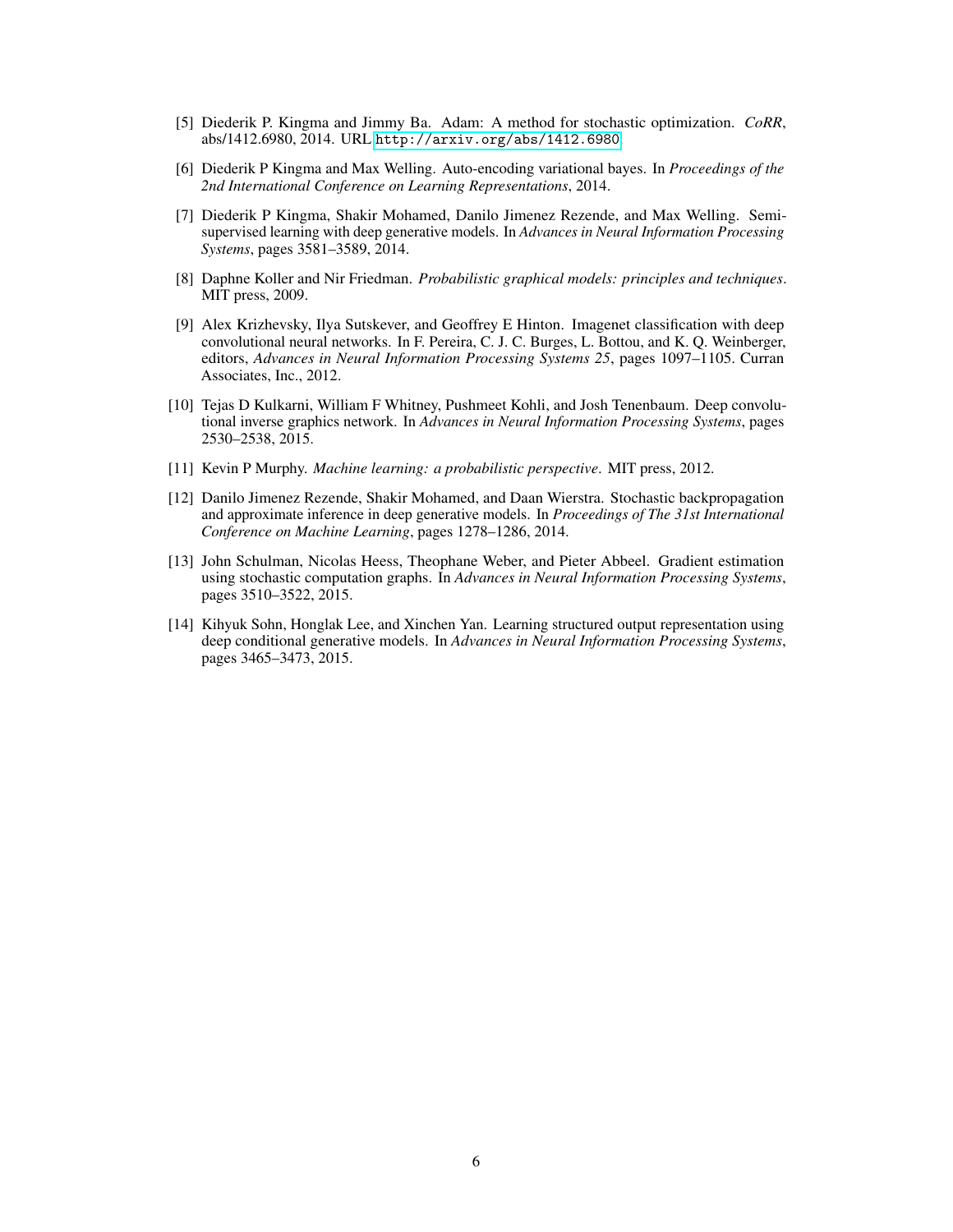[5] Diederik P. Kingma and Jimmy Ba. Adam: A method for stochastic optimization. *CoRR*, abs/1412.6980, 2014. URL http://arxiv.org/abs/1412.6980.

[6] Diederik P Kingma and Max Welling. Auto-encoding variational bayes. In *Proceedings of the 2nd International Conference on Learning Representations*, 2014.

[7] Diederik P Kingma, Shakir Mohamed, Danilo Jimenez Rezende, and Max Welling. Semi-supervised learning with deep generative models. In *Advances in Neural Information Processing Systems*, pages 3581–3589, 2014.

[8] Daphne Koller and Nir Friedman. *Probabilistic graphical models: principles and techniques*. MIT press, 2009.

[9] Alex Krizhevsky, Ilya Sutskever, and Geoffrey E Hinton. Imagenet classification with deep convolutional neural networks. In F. Pereira, C. J. C. Burges, L. Bottou, and K. Q. Weinberger, editors, *Advances in Neural Information Processing Systems 25*, pages 1097–1105. Curran Associates, Inc., 2012.

[10] Tejas D Kulkarni, William F Whitney, Pushmeet Kohli, and Josh Tenenbaum. Deep convolutional inverse graphics network. In *Advances in Neural Information Processing Systems*, pages 2530–2538, 2015.

[11] Kevin P Murphy. *Machine learning: a probabilistic perspective*. MIT press, 2012.

[12] Danilo Jimenez Rezende, Shakir Mohamed, and Daan Wierstra. Stochastic backpropagation and approximate inference in deep generative models. In *Proceedings of The 31st International Conference on Machine Learning*, pages 1278–1286, 2014.

[13] John Schulman, Nicolas Heess, Theophane Weber, and Pieter Abbeel. Gradient estimation using stochastic computation graphs. In *Advances in Neural Information Processing Systems*, pages 3510–3522, 2015.

[14] Kihyuk Sohn, Honglak Lee, and Xinchen Yan. Learning structured output representation using deep conditional generative models. In *Advances in Neural Information Processing Systems*, pages 3465–3473, 2015.